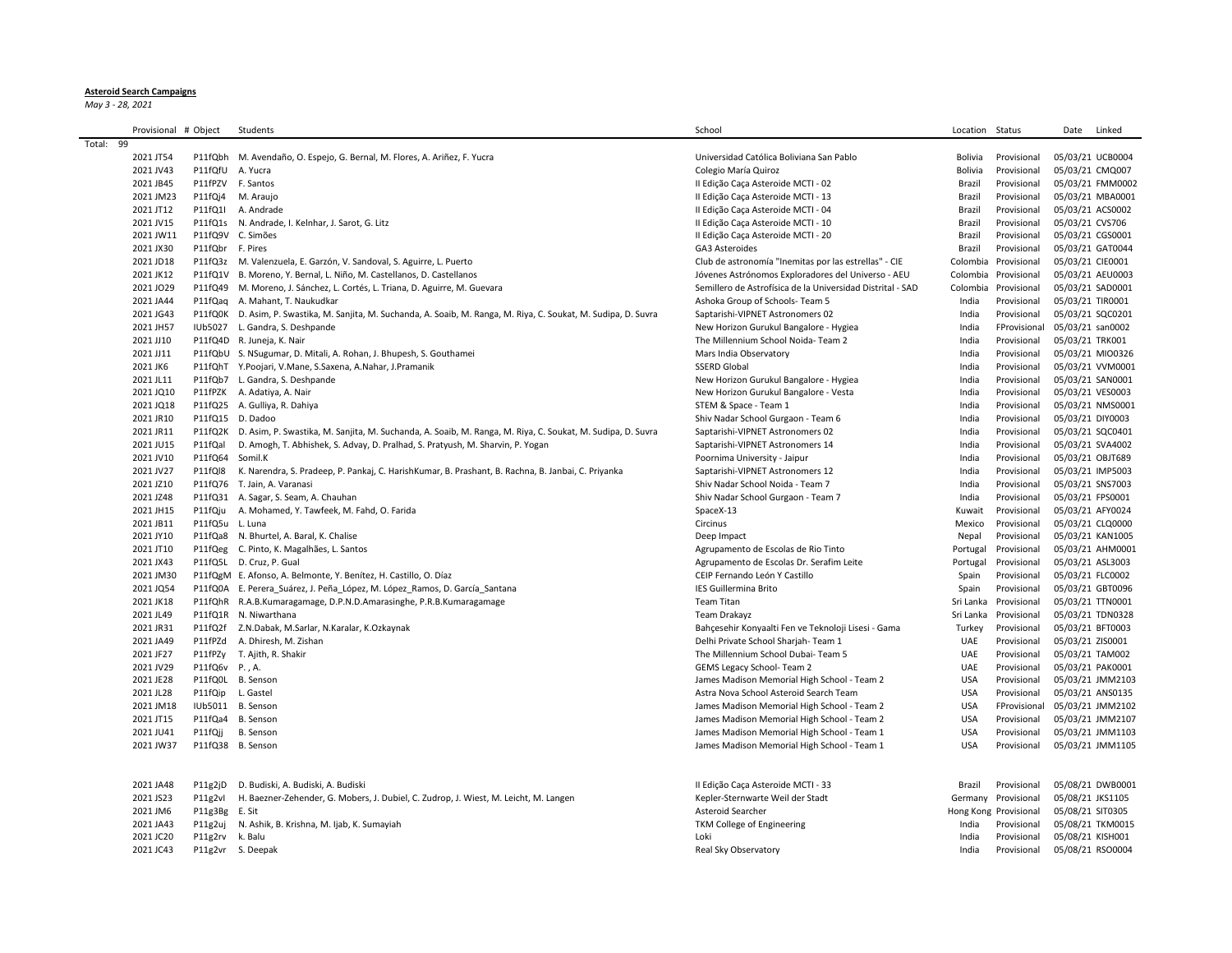**Asteroid Search Campaigns**

*May 3 - 28, 2021*

| | Provisional | # Object | Students | School | Location | Status | Date | Linked |
|---|---|---|---|---|---|---|---|---|
| Total: 99 | | | | | | | | |
| | 2021 JT54 | P11fQbh | M. Avendaño, O. Espejo, G. Bernal, M. Flores, A. Ariñez, F. Yucra | Universidad Católica Boliviana San Pablo | Bolivia | Provisional | 05/03/21 | UCB0004 |
| | 2021 JV43 | P11fQfU | A. Yucra | Colegio María Quiroz | Bolivia | Provisional | 05/03/21 | CMQ007 |
| | 2021 JB45 | P11fPZV | F. Santos | II Edição Caça Asteroide MCTI - 02 | Brazil | Provisional | 05/03/21 | FMM0002 |
| | 2021 JM23 | P11fQj4 | M. Araujo | II Edição Caça Asteroide MCTI - 13 | Brazil | Provisional | 05/03/21 | MBA0001 |
| | 2021 JT12 | P11fQ1l | A. Andrade | II Edição Caça Asteroide MCTI - 04 | Brazil | Provisional | 05/03/21 | ACS0002 |
| | 2021 JV15 | P11fQ1s | N. Andrade, I. Kelnhar, J. Sarot, G. Litz | II Edição Caça Asteroide MCTI - 10 | Brazil | Provisional | 05/03/21 | CVS706 |
| | 2021 JW11 | P11fQ9V | C. Simões | II Edição Caça Asteroide MCTI - 20 | Brazil | Provisional | 05/03/21 | CGS0001 |
| | 2021 JX30 | P11fQbr | F. Pires | GA3 Asteroides | Brazil | Provisional | 05/03/21 | GAT0044 |
| | 2021 JD18 | P11fQ3z | M. Valenzuela, E. Garzón, V. Sandoval, S. Aguirre, L. Puerto | Club de astronomía "Inemitas por las estrellas" - CIE | Colombia | Provisional | 05/03/21 | CIE0001 |
| | 2021 JK12 | P11fQ1V | B. Moreno, Y. Bernal, L. Niño, M. Castellanos, D. Castellanos | Jóvenes Astrónomos Exploradores del Universo - AEU | Colombia | Provisional | 05/03/21 | AEU0003 |
| | 2021 JO29 | P11fQ49 | M. Moreno, J. Sánchez, L. Cortés, L. Triana, D. Aguirre, M. Guevara | Semillero de Astrofísica de la Universidad Distrital - SAD | Colombia | Provisional | 05/03/21 | SAD0001 |
| | 2021 JA44 | P11fQaq | A. Mahant, T. Naukudkar | Ashoka Group of Schools- Team 5 | India | Provisional | 05/03/21 | TIR0001 |
| | 2021 JG43 | P11fQ0K | D. Asim, P. Swastika, M. Sanjita, M. Suchanda, A. Soaib, M. Ranga, M. Riya, C. Soukat, M. Sudipa, D. Suvra | Saptarishi-VIPNET Astronomers 02 | India | Provisional | 05/03/21 | SQC0201 |
| | 2021 JH57 | IUb5027 | L. Gandra, S. Deshpande | New Horizon Gurukul Bangalore - Hygiea | India | FProvisional | 05/03/21 | san0002 |
| | 2021 JJ10 | P11fQ4D | R. Juneja, K. Nair | The Millennium School Noida- Team 2 | India | Provisional | 05/03/21 | TRK001 |
| | 2021 JJ11 | P11fQbU | S. NSugumar, D. Mitali, A. Rohan, J. Bhupesh, S. Gouthamei | Mars India Observatory | India | Provisional | 05/03/21 | MIO0326 |
| | 2021 JK6 | P11fQhT | Y.Poojari, V.Mane, S.Saxena, A.Nahar, J.Pramanik | SSERD Global | India | Provisional | 05/03/21 | VVM0001 |
| | 2021 JL11 | P11fQb7 | L. Gandra, S. Deshpande | New Horizon Gurukul Bangalore - Hygiea | India | Provisional | 05/03/21 | SAN0001 |
| | 2021 JQ10 | P11fPZK | A. Adatiya, A. Nair | New Horizon Gurukul Bangalore - Vesta | India | Provisional | 05/03/21 | VES0003 |
| | 2021 JQ18 | P11fQ25 | A. Gulliya, R. Dahiya | STEM & Space - Team 1 | India | Provisional | 05/03/21 | NMS0001 |
| | 2021 JR10 | P11fQ15 | D. Dadoo | Shiv Nadar School Gurgaon - Team 6 | India | Provisional | 05/03/21 | DIY0003 |
| | 2021 JR11 | P11fQ2K | D. Asim, P. Swastika, M. Sanjita, M. Suchanda, A. Soaib, M. Ranga, M. Riya, C. Soukat, M. Sudipa, D. Suvra | Saptarishi-VIPNET Astronomers 02 | India | Provisional | 05/03/21 | SQC0401 |
| | 2021 JU15 | P11fQal | D. Amogh, T. Abhishek, S. Advay, D. Pralhad, S. Pratyush, M. Sharvin, P. Yogan | Saptarishi-VIPNET Astronomers 14 | India | Provisional | 05/03/21 | SVA4002 |
| | 2021 JV10 | P11fQ64 | Somil.K | Poornima University - Jaipur | India | Provisional | 05/03/21 | OBJT689 |
| | 2021 JV27 | P11fQl8 | K. Narendra, S. Pradeep, P. Pankaj, C. HarishKumar, B. Prashant, B. Rachna, B. Janbai, C. Priyanka | Saptarishi-VIPNET Astronomers 12 | India | Provisional | 05/03/21 | IMP5003 |
| | 2021 JZ10 | P11fQ76 | T. Jain, A. Varanasi | Shiv Nadar School Noida - Team 7 | India | Provisional | 05/03/21 | SNS7003 |
| | 2021 JZ48 | P11fQ31 | A. Sagar, S. Seam, A. Chauhan | Shiv Nadar School Gurgaon - Team 7 | India | Provisional | 05/03/21 | FPS0001 |
| | 2021 JH15 | P11fQju | A. Mohamed, Y. Tawfeek, M. Fahd, O. Farida | SpaceX-13 | Kuwait | Provisional | 05/03/21 | AFY0024 |
| | 2021 JB11 | P11fQ5u | L. Luna | Circinus | Mexico | Provisional | 05/03/21 | CLQ0000 |
| | 2021 JY10 | P11fQa8 | N. Bhurtel, A. Baral, K. Chalise | Deep Impact | Nepal | Provisional | 05/03/21 | KAN1005 |
| | 2021 JT10 | P11fQeg | C. Pinto, K. Magalhães, L. Santos | Agrupamento de Escolas de Rio Tinto | Portugal | Provisional | 05/03/21 | AHM0001 |
| | 2021 JX43 | P11fQ5L | D. Cruz, P. Gual | Agrupamento de Escolas Dr. Serafim Leite | Portugal | Provisional | 05/03/21 | ASL3003 |
| | 2021 JM30 | P11fQgM | E. Afonso, A. Belmonte, Y. Benítez, H. Castillo, O. Díaz | CEIP Fernando León Y Castillo | Spain | Provisional | 05/03/21 | FLC0002 |
| | 2021 JQ54 | P11fQ0A | E. Perera_Suárez, J. Peña_López, M. López_Ramos, D. García_Santana | IES Guillermina Brito | Spain | Provisional | 05/03/21 | GBT0096 |
| | 2021 JK18 | P11fQhR | R.A.B.Kumaragamage, D.P.N.D.Amarasinghe, P.R.B.Kumaragamage | Team Titan | Sri Lanka | Provisional | 05/03/21 | TTN0001 |
| | 2021 JL49 | P11fQ1R | N. Niwarthana | Team Drakayz | Sri Lanka | Provisional | 05/03/21 | TDN0328 |
| | 2021 JR31 | P11fQ2f | Z.N.Dabak, M.Sarlar, N.Karalar, K.Ozkaynak | Bahçesehir Konyaalti Fen ve Teknoloji Lisesi - Gama | Turkey | Provisional | 05/03/21 | BFT0003 |
| | 2021 JA49 | P11fPZd | A. Dhiresh, M. Zishan | Delhi Private School Sharjah- Team 1 | UAE | Provisional | 05/03/21 | ZIS0001 |
| | 2021 JF27 | P11fPZy | T. Ajith, R. Shakir | The Millennium School Dubai- Team 5 | UAE | Provisional | 05/03/21 | TAM002 |
| | 2021 JV29 | P11fQ6v | P. , A. | GEMS Legacy School- Team 2 | UAE | Provisional | 05/03/21 | PAK0001 |
| | 2021 JE28 | P11fQ0L | B. Senson | James Madison Memorial High School - Team 2 | USA | Provisional | 05/03/21 | JMM2103 |
| | 2021 JL28 | P11fQip | L. Gastel | Astra Nova School Asteroid Search Team | USA | Provisional | 05/03/21 | ANS0135 |
| | 2021 JM18 | IUb5011 | B. Senson | James Madison Memorial High School - Team 2 | USA | FProvisional | 05/03/21 | JMM2102 |
| | 2021 JT15 | P11fQa4 | B. Senson | James Madison Memorial High School - Team 2 | USA | Provisional | 05/03/21 | JMM2107 |
| | 2021 JU41 | P11fQjj | B. Senson | James Madison Memorial High School - Team 1 | USA | Provisional | 05/03/21 | JMM1103 |
| | 2021 JW37 | P11fQ38 | B. Senson | James Madison Memorial High School - Team 1 | USA | Provisional | 05/03/21 | JMM1105 |
| | | | | | | | | |
| | 2021 JA48 | P11g2jD | D. Budiski, A. Budiski, A. Budiski | II Edição Caça Asteroide MCTI - 33 | Brazil | Provisional | 05/08/21 | DWB0001 |
| | 2021 JS23 | P11g2vl | H. Baezner-Zehender, G. Mobers, J. Dubiel, C. Zudrop, J. Wiest, M. Leicht, M. Langen | Kepler-Sternwarte Weil der Stadt | Germany | Provisional | 05/08/21 | JKS1105 |
| | 2021 JM6 | P11g3Bg | E. Sit | Asteroid Searcher | Hong Kong | Provisional | 05/08/21 | SIT0305 |
| | 2021 JA43 | P11g2uj | N. Ashik, B. Krishna, M. Ijab, K. Sumayiah | TKM College of Engineering | India | Provisional | 05/08/21 | TKM0015 |
| | 2021 JC20 | P11g2rv | k. Balu | Loki | India | Provisional | 05/08/21 | KISH001 |
| | 2021 JC43 | P11g2vr | S. Deepak | Real Sky Observatory | India | Provisional | 05/08/21 | RSO0004 |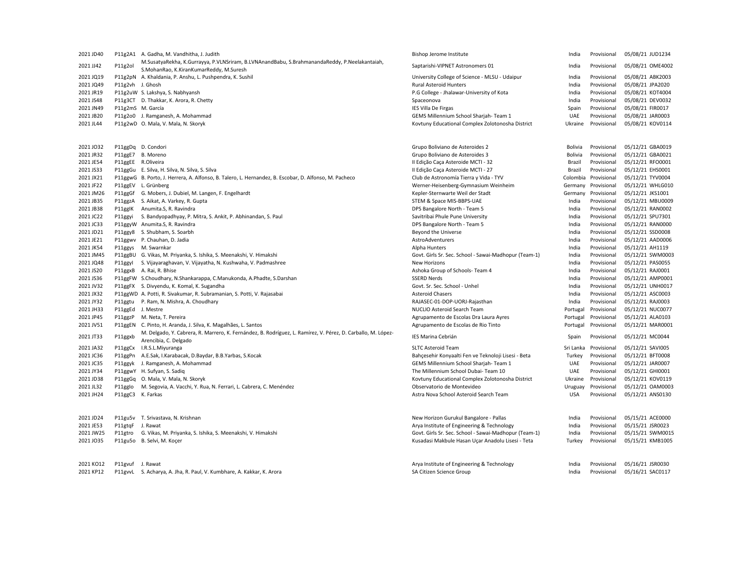| | | | | | | | |
|---|---|---|---|---|---|---|---|
| 2021 JD40 | P11g2A1 | A. Gadha, M. Vandhitha, J. Judith | Bishop Jerome Institute | India | Provisional | 05/08/21 | JUD1234 |
| 2021 JJ42 | P11g2ol | M.SusatyaRekha, K.Gurrayya, P.VLNSriram, B.LVNAnandBabu, S.BrahmanandaReddy, P.Neelakantaiah, S.MohanRao, K.KiranKumarReddy, M.Suresh | Saptarishi-VIPNET Astronomers 01 | India | Provisional | 05/08/21 | OME4002 |
| 2021 JQ19 | P11g2pN | A. Khaldania, P. Anshu, L. Pushpendra, K. Sushil | University College of Science - MLSU - Udaipur | India | Provisional | 05/08/21 | ABK2003 |
| 2021 JQ49 | P11g2vh | J. Ghosh | Rural Asteroid Hunters | India | Provisional | 05/08/21 | JPA2020 |
| 2021 JR19 | P11g2uW | S. Lakshya, S. Nabhyansh | P.G College - Jhalawar-University of Kota | India | Provisional | 05/08/21 | KOT4004 |
| 2021 JS48 | P11g3CT | D. Thakkar, K. Arora, R. Chetty | Spaceonova | India | Provisional | 05/08/21 | DEV0032 |
| 2021 JN49 | P11g2mS | M. García | IES Villa De Firgas | Spain | Provisional | 05/08/21 | FIR0017 |
| 2021 JB20 | P11g2o0 | J. Ramganesh, A. Mohammad | GEMS Millennium School Sharjah- Team 1 | UAE | Provisional | 05/08/21 | JAR0003 |
| 2021 JL44 | P11g2wD | O. Mala, V. Mala, N. Skoryk | Kovtuny Educational Complex Zolotonosha District | Ukraine | Provisional | 05/08/21 | KOV0114 |
| 2021 JO32 | P11ggDq | D. Condori | Grupo Boliviano de Asteroides 2 | Bolivia | Provisional | 05/12/21 | GBA0019 |
| 2021 JR32 | P11ggE7 | B. Moreno | Grupo Boliviano de Asteroides 3 | Bolivia | Provisional | 05/12/21 | GBA0021 |
| 2021 JE54 | P11ggEE | R.Oliveira | II Edição Caça Asteroide MCTI - 32 | Brazil | Provisional | 05/12/21 | RFO0001 |
| 2021 JS33 | P11ggGu | E. Silva, H. Silva, N. Silva, S. Silva | II Edição Caça Asteroide MCTI - 27 | Brazil | Provisional | 05/12/21 | EHS0001 |
| 2021 JX21 | P11ggwG | B. Porto, J. Herrera, A. Alfonso, B. Talero, L. Hernandez, B. Escobar, D. Alfonso, M. Pacheco | Club de Astronomía Tierra y Vida - TYV | Colombia | Provisional | 05/12/21 | TYV0004 |
| 2021 JF22 | P11ggEV | L. Grünberg | Werner-Heisenberg-Gymnasium Weinheim | Germany | Provisional | 05/12/21 | WHLG010 |
| 2021 JM26 | P11ggGf | G. Mobers, J. Dubiel, M. Langen, F. Engelhardt | Kepler-Sternwarte Weil der Stadt | Germany | Provisional | 05/12/21 | JKS1001 |
| 2021 JB35 | P11ggzA | S. Aikat, A. Varkey, R. Gupta | STEM & Space MIS-BBPS-UAE | India | Provisional | 05/12/21 | MBU0009 |
| 2021 JB38 | P11ggIK | Anumita.S, R. Ravindra | DPS Bangalore North - Team 5 | India | Provisional | 05/12/21 | RAN0002 |
| 2021 JC22 | P11ggyi | S. Bandyopadhyay, P. Mitra, S. Ankit, P. Abhinandan, S. Paul | Savitribai Phule Pune University | India | Provisional | 05/12/21 | SPU7301 |
| 2021 JC33 | P11ggyW | Anumita.S, R. Ravindra | DPS Bangalore North - Team 5 | India | Provisional | 05/12/21 | RAN0000 |
| 2021 JD21 | P11ggy8 | S. Shubham, S. Soarbh | Beyond the Universe | India | Provisional | 05/12/21 | SSD0008 |
| 2021 JE21 | P11ggwv | P. Chauhan, D. Jadia | AstroAdventurers | India | Provisional | 05/12/21 | AAD0006 |
| 2021 JK54 | P11ggys | M. Swarnkar | Alpha Hunters | India | Provisional | 05/12/21 | AH1119 |
| 2021 JM45 | P11ggBU | G. Vikas, M. Priyanka, S. Ishika, S. Meenakshi, V. Himakshi | Govt. Girls Sr. Sec. School - Sawai-Madhopur (Team-1) | India | Provisional | 05/12/21 | SWM0003 |
| 2021 JQ48 | P11ggyl | S. Vijayaraghavan, V. Vijayatha, N. Kushwaha, V. Padmashree | New Horizons | India | Provisional | 05/12/21 | PAS0055 |
| 2021 JS20 | P11ggxB | A. Rai, R. Bhise | Ashoka Group of Schools- Team 4 | India | Provisional | 05/12/21 | RAJ0001 |
| 2021 JS36 | P11ggFW | S.Choudhary, N.Shankarappa, C.Manukonda, A.Phadte, S.Darshan | SSERD Nerds | India | Provisional | 05/12/21 | AMP0001 |
| 2021 JV32 | P11ggFX | S. Divyendu, K. Komal, K. Sugandha | Govt. Sr. Sec. School - Unhel | India | Provisional | 05/12/21 | UNH0017 |
| 2021 JX32 | P11ggWD | A. Potti, R. Sivakumar, R. Subramanian, S. Potti, V. Rajasabai | Asteroid Chasers | India | Provisional | 05/12/21 | ASC0003 |
| 2021 JY32 | P11ggtu | P. Ram, N. Mishra, A. Choudhary | RAJASEC-01-DOP-UORJ-Rajasthan | India | Provisional | 05/12/21 | RAJ0003 |
| 2021 JH33 | P11ggEd | J. Mestre | NUCLIO Asteroid Search Team | Portugal | Provisional | 05/12/21 | NUC0077 |
| 2021 JP45 | P11ggzP | M. Neta, T. Pereira | Agrupamento de Escolas Dra Laura Ayres | Portugal | Provisional | 05/12/21 | ALA0103 |
| 2021 JV51 | P11ggEN | C. Pinto, H. Aranda, J. Silva, K. Magalhães, L. Santos | Agrupamento de Escolas de Rio Tinto | Portugal | Provisional | 05/12/21 | MAR0001 |
| 2021 JT33 | P11ggxb | M. Delgado, Y. Cabrera, R. Marrero, K. Fernández, B. Rodríguez, L. Ramírez, V. Pérez, D. Carballo, M. López-Arencibia, C. Delgado | IES Marina Cebrián | Spain | Provisional | 05/12/21 | MC0044 |
| 2021 JA32 | P11ggCx | I.R.S.L.Miyuranga | SLTC Asteroid Team | Sri Lanka | Provisional | 05/12/21 | SAVI005 |
| 2021 JC36 | P11ggPn | A.E.Sak, I.Karabacak, D.Baydar, B.B.Yarbas, S.Kocak | Bahçesehir Konyaalti Fen ve Teknoloji Lisesi - Beta | Turkey | Provisional | 05/12/21 | BFT0008 |
| 2021 JC35 | P11ggyk | J. Ramganesh, A. Mohammad | GEMS Millennium School Sharjah- Team 1 | UAE | Provisional | 05/12/21 | JAR0007 |
| 2021 JY34 | P11ggwY | H. Sufyan, S. Sadiq | The Millennium School Dubai- Team 10 | UAE | Provisional | 05/12/21 | GHI0001 |
| 2021 JD38 | P11ggGq | O. Mala, V. Mala, N. Skoryk | Kovtuny Educational Complex Zolotonosha District | Ukraine | Provisional | 05/12/21 | KOV0119 |
| 2021 JL32 | P11gglo | M. Segovia, A. Vacchi, Y. Rua, N. Ferrari, L. Cabrera, C. Menéndez | Observatorio de Montevideo | Uruguay | Provisional | 05/12/21 | OAM0003 |
| 2021 JH24 | P11ggC3 | K. Farkas | Astra Nova School Asteroid Search Team | USA | Provisional | 05/12/21 | ANS0130 |
| 2021 JD24 | P11gu5v | T. Srivastava, N. Krishnan | New Horizon Gurukul Bangalore - Pallas | India | Provisional | 05/15/21 | ACE0000 |
| 2021 JE53 | P11gtqF | J. Rawat | Arya Institute of Engineering & Technology | India | Provisional | 05/15/21 | JSR0023 |
| 2021 JW25 | P11gtro | G. Vikas, M. Priyanka, S. Ishika, S. Meenakshi, V. Himakshi | Govt. Girls Sr. Sec. School - Sawai-Madhopur (Team-1) | India | Provisional | 05/15/21 | SWM0015 |
| 2021 JO35 | P11gu5o | B. Selvi, M. Koçer | Kusadasi Makbule Hasan Uçar Anadolu Lisesi - Teta | Turkey | Provisional | 05/15/21 | KMB1005 |
| 2021 KO12 | P11gvuf | J. Rawat | Arya Institute of Engineering & Technology | India | Provisional | 05/16/21 | JSR0030 |
| 2021 KP12 | P11gvvL | S. Acharya, A. Jha, R. Paul, V. Kumbhare, A. Kakkar, K. Arora | SA Citizen Science Group | India | Provisional | 05/16/21 | SAC0117 |